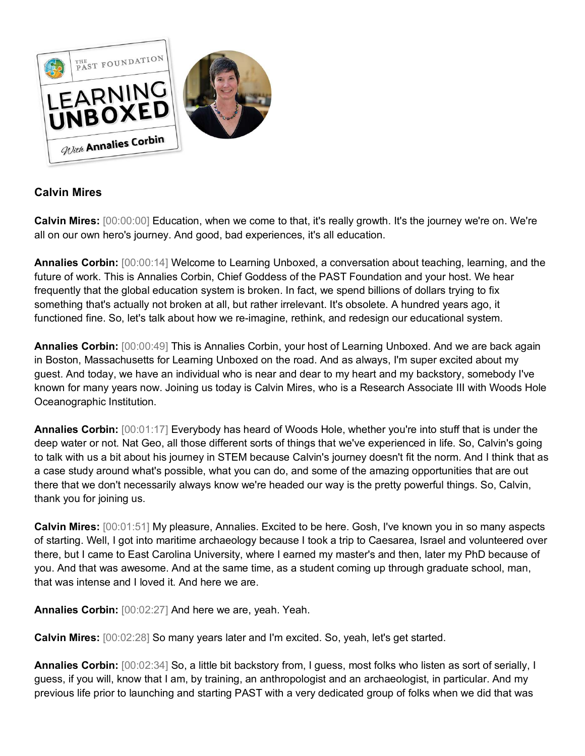**Calvin Mires**

**Calvin Mires:** [00:00:00] Education, when we come to that, it's really growth. It's the journey we're on. We're all on our own hero's journey. And good, bad experiences, it's all education.

**Annalies Corbin:** [00:00:14] Welcome to Learning Unboxed, a conversation about teaching, learning, and the future of work. This is Annalies Corbin, Chief Goddess of the PAST Foundation and your host. We hear frequently that the global education system is broken. In fact, we spend billions of dollars trying to fix something that's actually not broken at all, but rather irrelevant. It's obsolete. A hundred years ago, it functioned fine. So, let's talk about how we re-imagine, rethink, and redesign our educational system.

**Annalies Corbin:** [00:00:49] This is Annalies Corbin, your host of Learning Unboxed. And we are back again in Boston, Massachusetts for Learning Unboxed on the road. And as always, I'm super excited about my guest. And today, we have an individual who is near and dear to my heart and my backstory, somebody I've known for many years now. Joining us today is Calvin Mires, who is a Research Associate III with Woods Hole Oceanographic Institution.

**Annalies Corbin:** [00:01:17] Everybody has heard of Woods Hole, whether you're into stuff that is under the deep water or not. Nat Geo, all those different sorts of things that we've experienced in life. So, Calvin's going to talk with us a bit about his journey in STEM because Calvin's journey doesn't fit the norm. And I think that as a case study around what's possible, what you can do, and some of the amazing opportunities that are out there that we don't necessarily always know we're headed our way is the pretty powerful things. So, Calvin, thank you for joining us.

**Calvin Mires:** [00:01:51] My pleasure, Annalies. Excited to be here. Gosh, I've known you in so many aspects of starting. Well, I got into maritime archaeology because I took a trip to Caesarea, Israel and volunteered over there, but I came to East Carolina University, where I earned my master's and then, later my PhD because of you. And that was awesome. And at the same time, as a student coming up through graduate school, man, that was intense and I loved it. And here we are.

**Annalies Corbin:** [00:02:27] And here we are, yeah. Yeah.

**Calvin Mires:** [00:02:28] So many years later and I'm excited. So, yeah, let's get started.

**Annalies Corbin:** [00:02:34] So, a little bit backstory from, I guess, most folks who listen as sort of serially, I guess, if you will, know that I am, by training, an anthropologist and an archaeologist, in particular. And my previous life prior to launching and starting PAST with a very dedicated group of folks when we did that was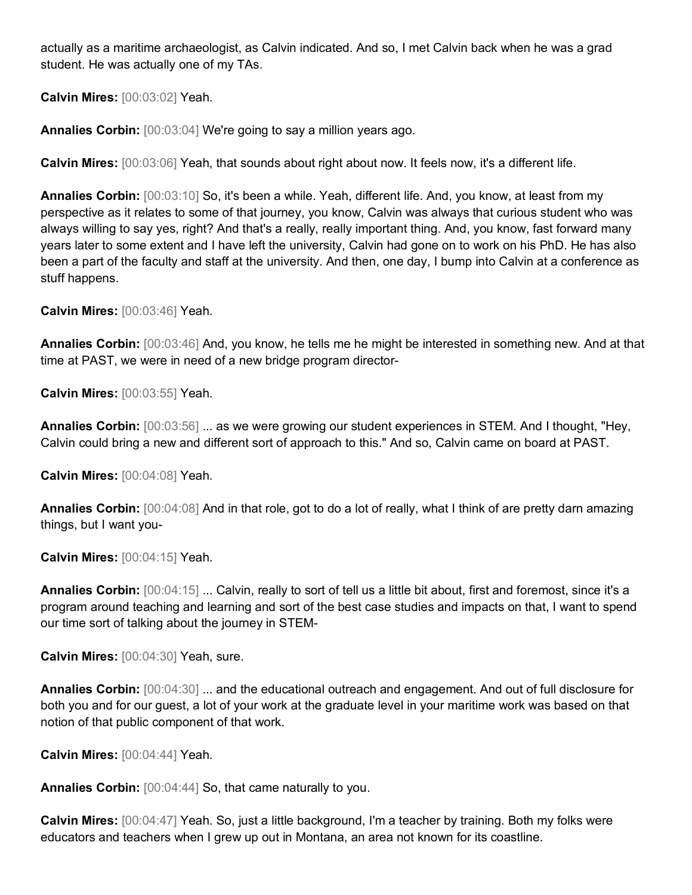actually as a maritime archaeologist, as Calvin indicated. And so, I met Calvin back when he was a grad student. He was actually one of my TAs.

**Calvin Mires:** [00:03:02] Yeah.

**Annalies Corbin:** [00:03:04] We're going to say a million years ago.

**Calvin Mires:** [00:03:06] Yeah, that sounds about right about now. It feels now, it's a different life.

**Annalies Corbin:** [00:03:10] So, it's been a while. Yeah, different life. And, you know, at least from my perspective as it relates to some of that journey, you know, Calvin was always that curious student who was always willing to say yes, right? And that's a really, really important thing. And, you know, fast forward many years later to some extent and I have left the university, Calvin had gone on to work on his PhD. He has also been a part of the faculty and staff at the university. And then, one day, I bump into Calvin at a conference as stuff happens.

**Calvin Mires:** [00:03:46] Yeah.

**Annalies Corbin:** [00:03:46] And, you know, he tells me he might be interested in something new. And at that time at PAST, we were in need of a new bridge program director-

**Calvin Mires:** [00:03:55] Yeah.

**Annalies Corbin:** [00:03:56] ... as we were growing our student experiences in STEM. And I thought, "Hey, Calvin could bring a new and different sort of approach to this." And so, Calvin came on board at PAST.

**Calvin Mires:** [00:04:08] Yeah.

**Annalies Corbin:** [00:04:08] And in that role, got to do a lot of really, what I think of are pretty darn amazing things, but I want you-

**Calvin Mires:** [00:04:15] Yeah.

**Annalies Corbin:** [00:04:15] ... Calvin, really to sort of tell us a little bit about, first and foremost, since it's a program around teaching and learning and sort of the best case studies and impacts on that, I want to spend our time sort of talking about the journey in STEM-

**Calvin Mires:** [00:04:30] Yeah, sure.

**Annalies Corbin:** [00:04:30] ... and the educational outreach and engagement. And out of full disclosure for both you and for our guest, a lot of your work at the graduate level in your maritime work was based on that notion of that public component of that work.

**Calvin Mires:** [00:04:44] Yeah.

**Annalies Corbin:** [00:04:44] So, that came naturally to you.

**Calvin Mires:** [00:04:47] Yeah. So, just a little background, I'm a teacher by training. Both my folks were educators and teachers when I grew up out in Montana, an area not known for its coastline.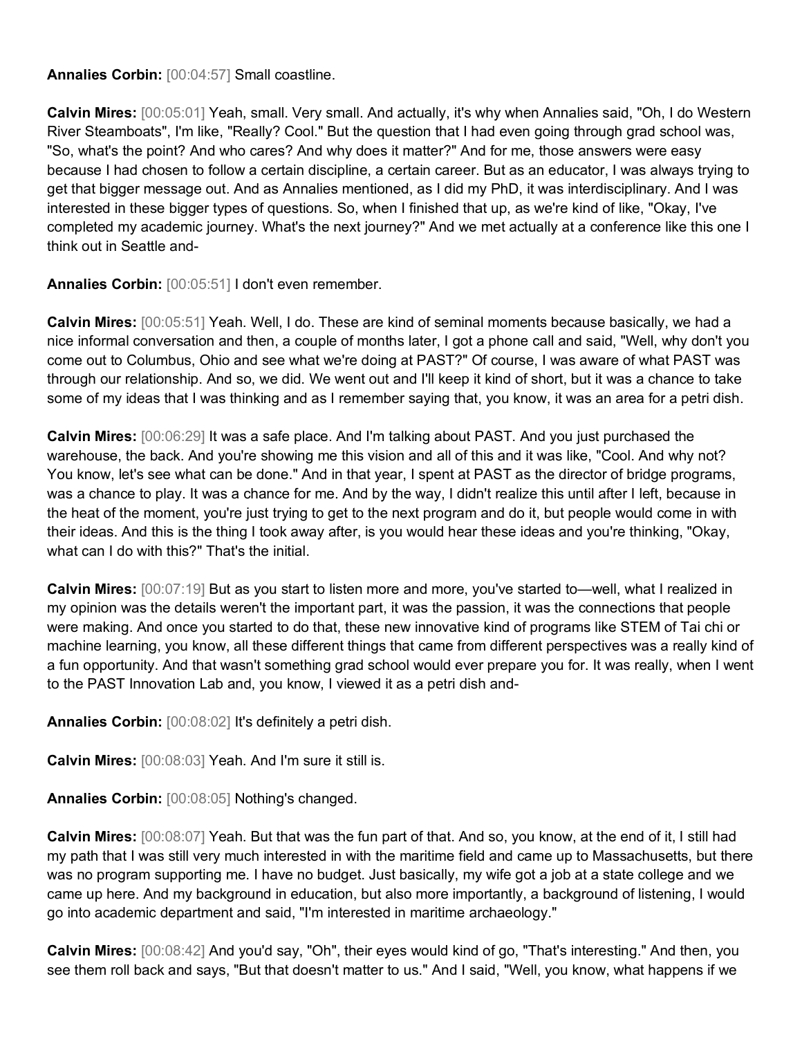**Annalies Corbin:** [00:04:57] Small coastline.

**Calvin Mires:** [00:05:01] Yeah, small. Very small. And actually, it's why when Annalies said, "Oh, I do Western River Steamboats", I'm like, "Really? Cool." But the question that I had even going through grad school was, "So, what's the point? And who cares? And why does it matter?" And for me, those answers were easy because I had chosen to follow a certain discipline, a certain career. But as an educator, I was always trying to get that bigger message out. And as Annalies mentioned, as I did my PhD, it was interdisciplinary. And I was interested in these bigger types of questions. So, when I finished that up, as we're kind of like, "Okay, I've completed my academic journey. What's the next journey?" And we met actually at a conference like this one I think out in Seattle and-

**Annalies Corbin:** [00:05:51] I don't even remember.

**Calvin Mires:** [00:05:51] Yeah. Well, I do. These are kind of seminal moments because basically, we had a nice informal conversation and then, a couple of months later, I got a phone call and said, "Well, why don't you come out to Columbus, Ohio and see what we're doing at PAST?" Of course, I was aware of what PAST was through our relationship. And so, we did. We went out and I'll keep it kind of short, but it was a chance to take some of my ideas that I was thinking and as I remember saying that, you know, it was an area for a petri dish.

**Calvin Mires:** [00:06:29] It was a safe place. And I'm talking about PAST. And you just purchased the warehouse, the back. And you're showing me this vision and all of this and it was like, "Cool. And why not? You know, let's see what can be done." And in that year, I spent at PAST as the director of bridge programs, was a chance to play. It was a chance for me. And by the way, I didn't realize this until after I left, because in the heat of the moment, you're just trying to get to the next program and do it, but people would come in with their ideas. And this is the thing I took away after, is you would hear these ideas and you're thinking, "Okay, what can I do with this?" That's the initial.

**Calvin Mires:** [00:07:19] But as you start to listen more and more, you've started to—well, what I realized in my opinion was the details weren't the important part, it was the passion, it was the connections that people were making. And once you started to do that, these new innovative kind of programs like STEM of Tai chi or machine learning, you know, all these different things that came from different perspectives was a really kind of a fun opportunity. And that wasn't something grad school would ever prepare you for. It was really, when I went to the PAST Innovation Lab and, you know, I viewed it as a petri dish and-

**Annalies Corbin:** [00:08:02] It's definitely a petri dish.

**Calvin Mires:** [00:08:03] Yeah. And I'm sure it still is.

**Annalies Corbin:** [00:08:05] Nothing's changed.

**Calvin Mires:** [00:08:07] Yeah. But that was the fun part of that. And so, you know, at the end of it, I still had my path that I was still very much interested in with the maritime field and came up to Massachusetts, but there was no program supporting me. I have no budget. Just basically, my wife got a job at a state college and we came up here. And my background in education, but also more importantly, a background of listening, I would go into academic department and said, "I'm interested in maritime archaeology."

**Calvin Mires:** [00:08:42] And you'd say, "Oh", their eyes would kind of go, "That's interesting." And then, you see them roll back and says, "But that doesn't matter to us." And I said, "Well, you know, what happens if we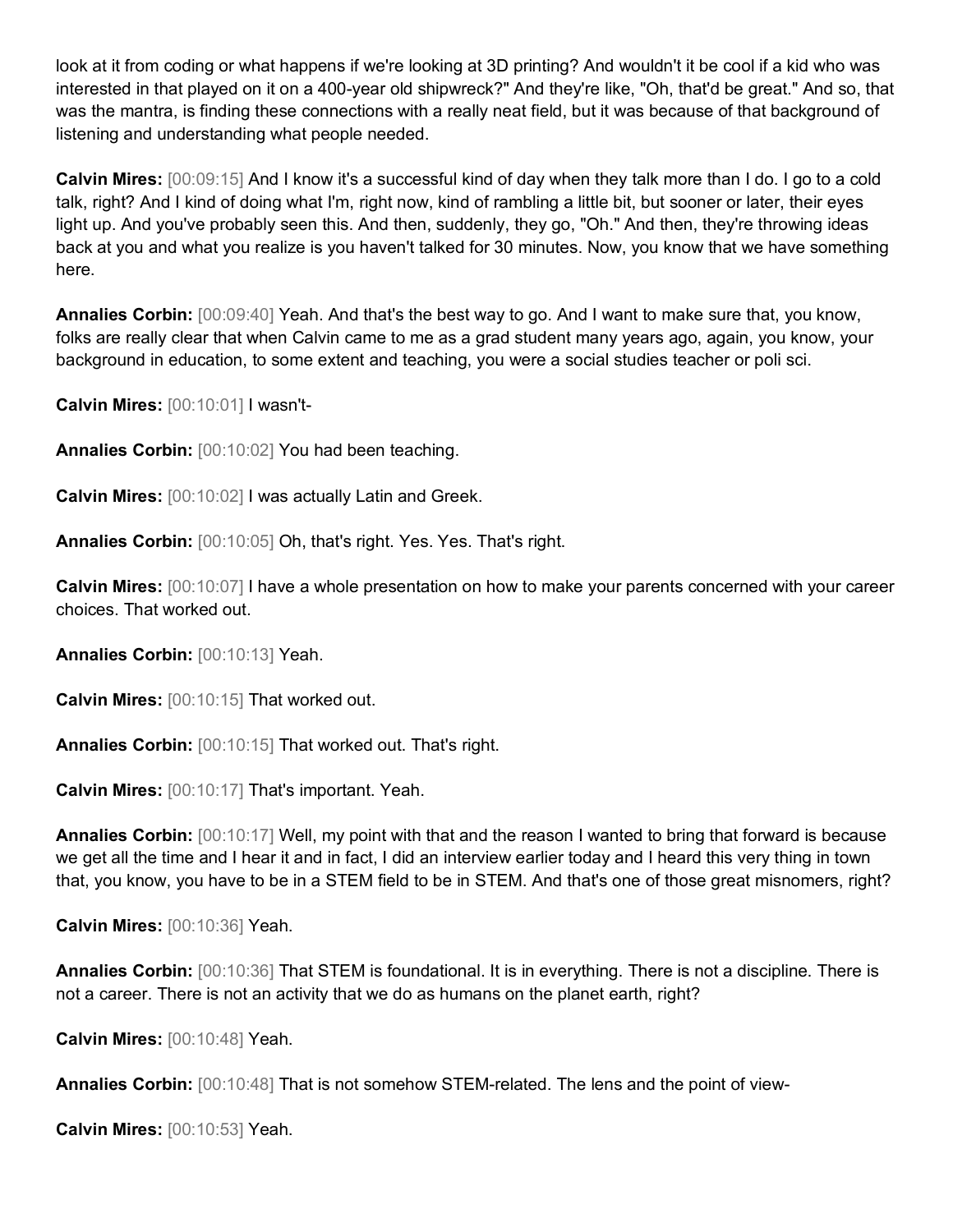look at it from coding or what happens if we're looking at 3D printing? And wouldn't it be cool if a kid who was interested in that played on it on a 400-year old shipwreck?" And they're like, "Oh, that'd be great." And so, that was the mantra, is finding these connections with a really neat field, but it was because of that background of listening and understanding what people needed.

**Calvin Mires:** [00:09:15] And I know it's a successful kind of day when they talk more than I do. I go to a cold talk, right? And I kind of doing what I'm, right now, kind of rambling a little bit, but sooner or later, their eyes light up. And you've probably seen this. And then, suddenly, they go, "Oh." And then, they're throwing ideas back at you and what you realize is you haven't talked for 30 minutes. Now, you know that we have something here.

**Annalies Corbin:** [00:09:40] Yeah. And that's the best way to go. And I want to make sure that, you know, folks are really clear that when Calvin came to me as a grad student many years ago, again, you know, your background in education, to some extent and teaching, you were a social studies teacher or poli sci.

**Calvin Mires:** [00:10:01] I wasn't-

**Annalies Corbin:** [00:10:02] You had been teaching.

**Calvin Mires:** [00:10:02] I was actually Latin and Greek.

**Annalies Corbin:** [00:10:05] Oh, that's right. Yes. Yes. That's right.

**Calvin Mires:** [00:10:07] I have a whole presentation on how to make your parents concerned with your career choices. That worked out.

**Annalies Corbin:** [00:10:13] Yeah.

**Calvin Mires:** [00:10:15] That worked out.

**Annalies Corbin:** [00:10:15] That worked out. That's right.

**Calvin Mires:** [00:10:17] That's important. Yeah.

**Annalies Corbin:** [00:10:17] Well, my point with that and the reason I wanted to bring that forward is because we get all the time and I hear it and in fact, I did an interview earlier today and I heard this very thing in town that, you know, you have to be in a STEM field to be in STEM. And that's one of those great misnomers, right?

**Calvin Mires:** [00:10:36] Yeah.

**Annalies Corbin:** [00:10:36] That STEM is foundational. It is in everything. There is not a discipline. There is not a career. There is not an activity that we do as humans on the planet earth, right?

**Calvin Mires:** [00:10:48] Yeah.

**Annalies Corbin:** [00:10:48] That is not somehow STEM-related. The lens and the point of view-

**Calvin Mires:** [00:10:53] Yeah.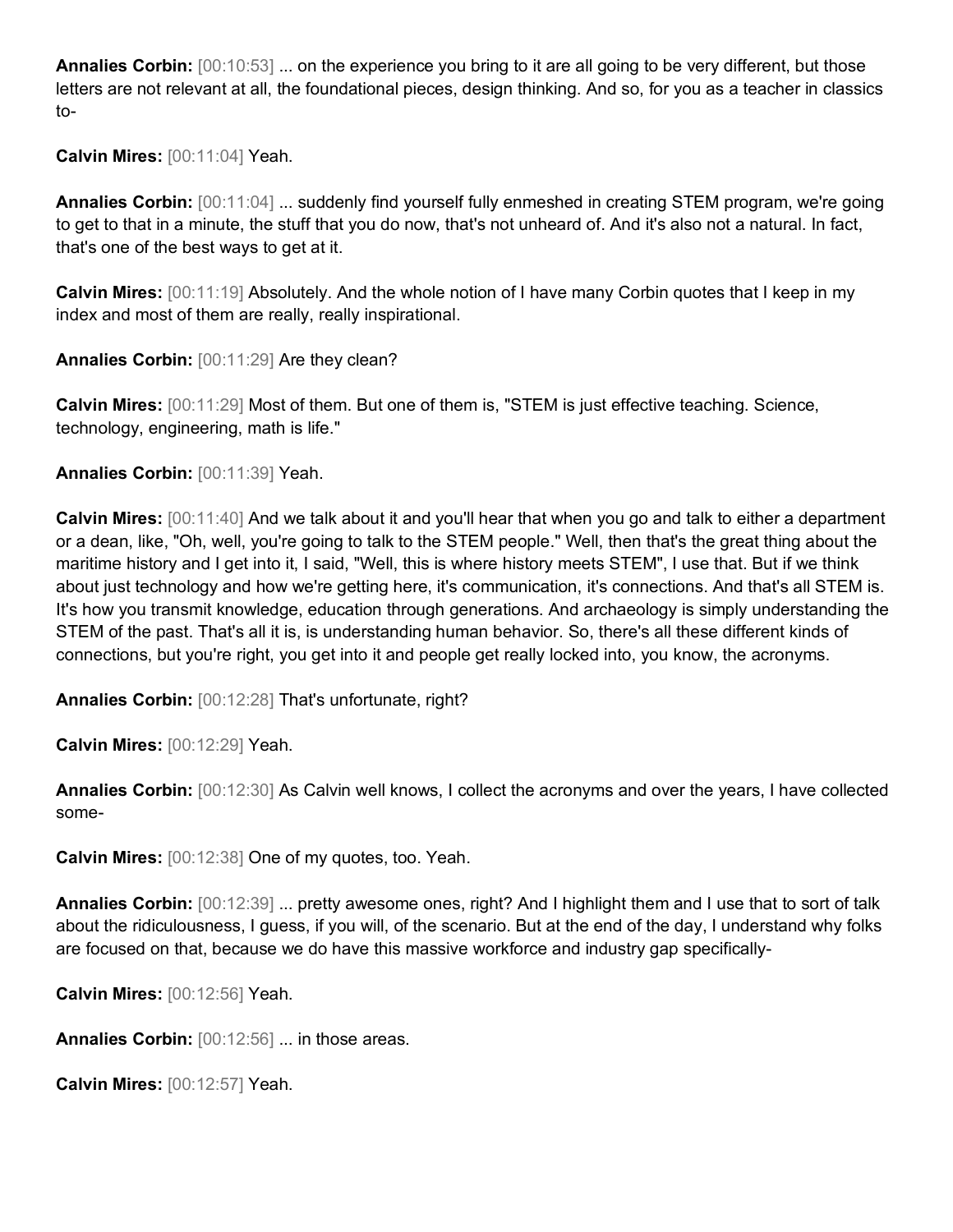**Annalies Corbin:** [00:10:53] ... on the experience you bring to it are all going to be very different, but those letters are not relevant at all, the foundational pieces, design thinking. And so, for you as a teacher in classics to-

**Calvin Mires:** [00:11:04] Yeah.

**Annalies Corbin:** [00:11:04] ... suddenly find yourself fully enmeshed in creating STEM program, we're going to get to that in a minute, the stuff that you do now, that's not unheard of. And it's also not a natural. In fact, that's one of the best ways to get at it.

**Calvin Mires:** [00:11:19] Absolutely. And the whole notion of I have many Corbin quotes that I keep in my index and most of them are really, really inspirational.

**Annalies Corbin:** [00:11:29] Are they clean?

**Calvin Mires:** [00:11:29] Most of them. But one of them is, "STEM is just effective teaching. Science, technology, engineering, math is life."

**Annalies Corbin:** [00:11:39] Yeah.

**Calvin Mires:** [00:11:40] And we talk about it and you'll hear that when you go and talk to either a department or a dean, like, "Oh, well, you're going to talk to the STEM people." Well, then that's the great thing about the maritime history and I get into it, I said, "Well, this is where history meets STEM", I use that. But if we think about just technology and how we're getting here, it's communication, it's connections. And that's all STEM is. It's how you transmit knowledge, education through generations. And archaeology is simply understanding the STEM of the past. That's all it is, is understanding human behavior. So, there's all these different kinds of connections, but you're right, you get into it and people get really locked into, you know, the acronyms.

**Annalies Corbin:** [00:12:28] That's unfortunate, right?

**Calvin Mires:** [00:12:29] Yeah.

**Annalies Corbin:** [00:12:30] As Calvin well knows, I collect the acronyms and over the years, I have collected some-

**Calvin Mires:** [00:12:38] One of my quotes, too. Yeah.

**Annalies Corbin:** [00:12:39] ... pretty awesome ones, right? And I highlight them and I use that to sort of talk about the ridiculousness, I guess, if you will, of the scenario. But at the end of the day, I understand why folks are focused on that, because we do have this massive workforce and industry gap specifically-

**Calvin Mires:** [00:12:56] Yeah.

**Annalies Corbin:** [00:12:56] ... in those areas.

**Calvin Mires:** [00:12:57] Yeah.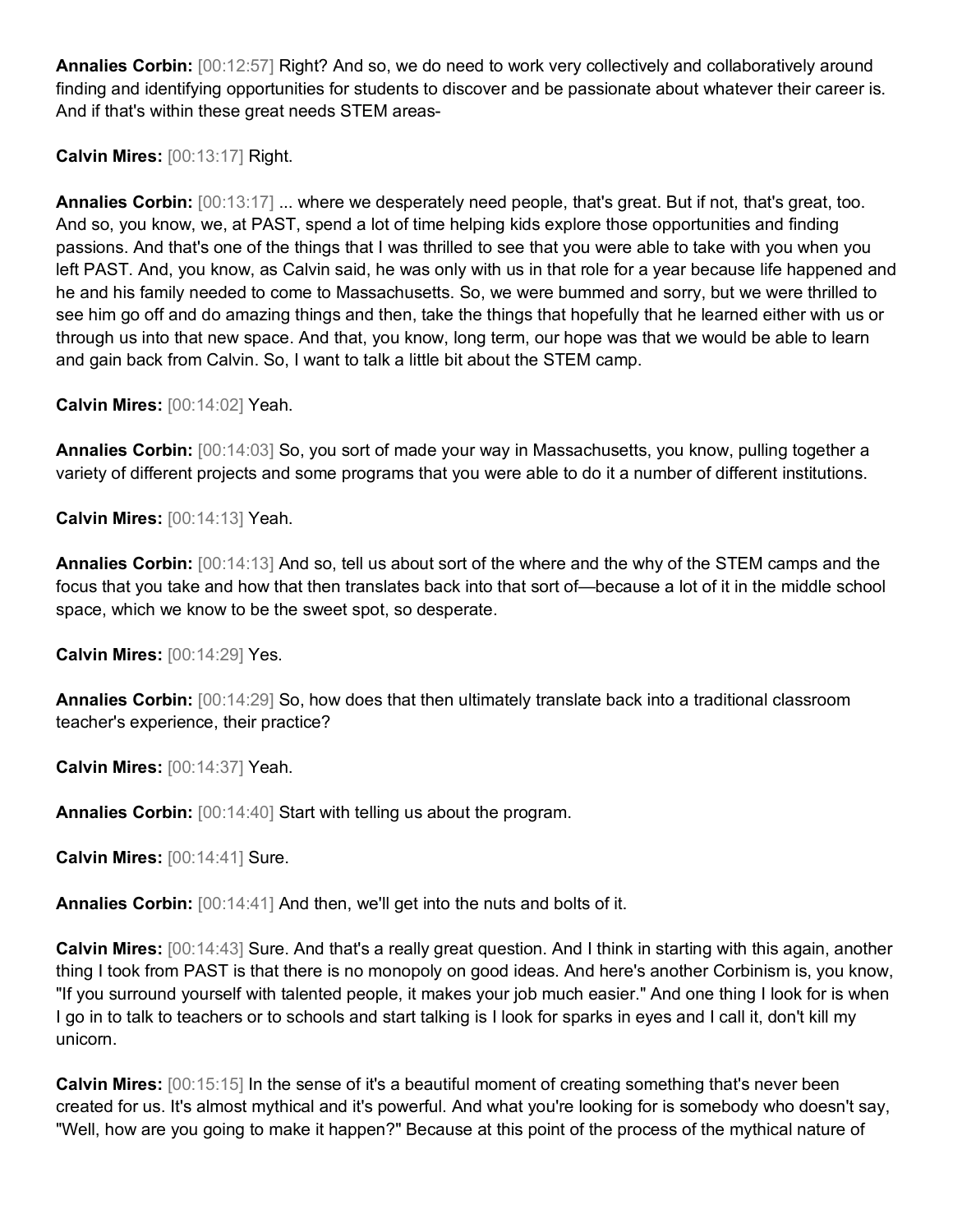**Annalies Corbin:** [00:12:57] Right? And so, we do need to work very collectively and collaboratively around finding and identifying opportunities for students to discover and be passionate about whatever their career is. And if that's within these great needs STEM areas-

**Calvin Mires:** [00:13:17] Right.

**Annalies Corbin:** [00:13:17] ... where we desperately need people, that's great. But if not, that's great, too. And so, you know, we, at PAST, spend a lot of time helping kids explore those opportunities and finding passions. And that's one of the things that I was thrilled to see that you were able to take with you when you left PAST. And, you know, as Calvin said, he was only with us in that role for a year because life happened and he and his family needed to come to Massachusetts. So, we were bummed and sorry, but we were thrilled to see him go off and do amazing things and then, take the things that hopefully that he learned either with us or through us into that new space. And that, you know, long term, our hope was that we would be able to learn and gain back from Calvin. So, I want to talk a little bit about the STEM camp.

**Calvin Mires:** [00:14:02] Yeah.

**Annalies Corbin:** [00:14:03] So, you sort of made your way in Massachusetts, you know, pulling together a variety of different projects and some programs that you were able to do it a number of different institutions.

**Calvin Mires:** [00:14:13] Yeah.

**Annalies Corbin:** [00:14:13] And so, tell us about sort of the where and the why of the STEM camps and the focus that you take and how that then translates back into that sort of—because a lot of it in the middle school space, which we know to be the sweet spot, so desperate.

**Calvin Mires:** [00:14:29] Yes.

**Annalies Corbin:** [00:14:29] So, how does that then ultimately translate back into a traditional classroom teacher's experience, their practice?

**Calvin Mires:** [00:14:37] Yeah.

**Annalies Corbin:** [00:14:40] Start with telling us about the program.

**Calvin Mires:** [00:14:41] Sure.

**Annalies Corbin:** [00:14:41] And then, we'll get into the nuts and bolts of it.

**Calvin Mires:** [00:14:43] Sure. And that's a really great question. And I think in starting with this again, another thing I took from PAST is that there is no monopoly on good ideas. And here's another Corbinism is, you know, "If you surround yourself with talented people, it makes your job much easier." And one thing I look for is when I go in to talk to teachers or to schools and start talking is I look for sparks in eyes and I call it, don't kill my unicorn.

**Calvin Mires:** [00:15:15] In the sense of it's a beautiful moment of creating something that's never been created for us. It's almost mythical and it's powerful. And what you're looking for is somebody who doesn't say, "Well, how are you going to make it happen?" Because at this point of the process of the mythical nature of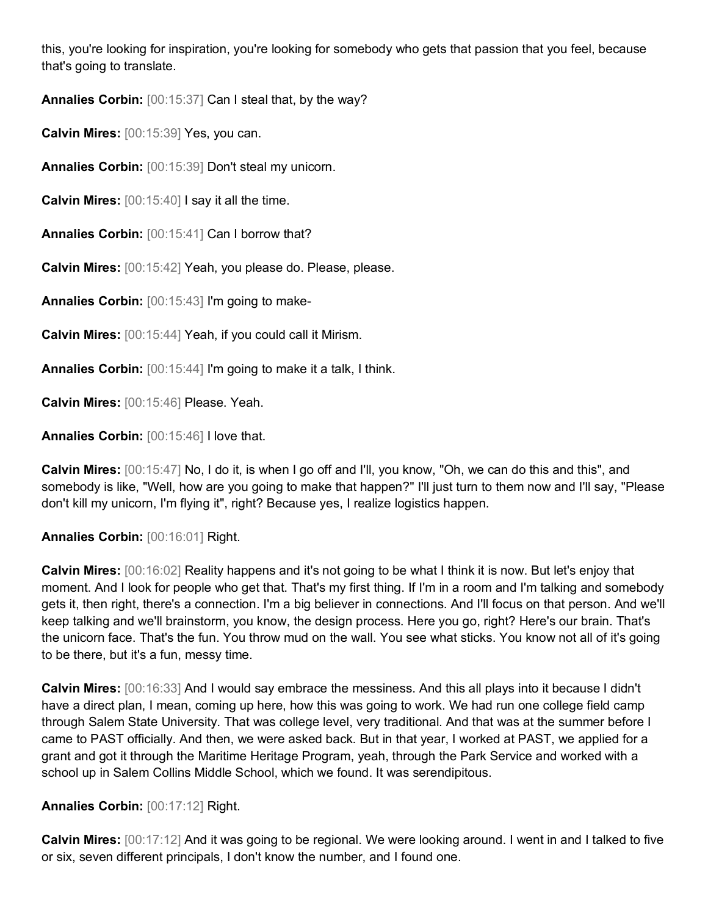this, you're looking for inspiration, you're looking for somebody who gets that passion that you feel, because that's going to translate.

**Annalies Corbin:** [00:15:37] Can I steal that, by the way?

**Calvin Mires:** [00:15:39] Yes, you can.

**Annalies Corbin:** [00:15:39] Don't steal my unicorn.

**Calvin Mires:** [00:15:40] I say it all the time.

**Annalies Corbin:** [00:15:41] Can I borrow that?

**Calvin Mires:** [00:15:42] Yeah, you please do. Please, please.

**Annalies Corbin:** [00:15:43] I'm going to make-

**Calvin Mires:** [00:15:44] Yeah, if you could call it Mirism.

**Annalies Corbin:** [00:15:44] I'm going to make it a talk, I think.

**Calvin Mires:** [00:15:46] Please. Yeah.

**Annalies Corbin:** [00:15:46] I love that.

**Calvin Mires:** [00:15:47] No, I do it, is when I go off and I'll, you know, "Oh, we can do this and this", and somebody is like, "Well, how are you going to make that happen?" I'll just turn to them now and I'll say, "Please don't kill my unicorn, I'm flying it", right? Because yes, I realize logistics happen.

**Annalies Corbin:** [00:16:01] Right.

**Calvin Mires:** [00:16:02] Reality happens and it's not going to be what I think it is now. But let's enjoy that moment. And I look for people who get that. That's my first thing. If I'm in a room and I'm talking and somebody gets it, then right, there's a connection. I'm a big believer in connections. And I'll focus on that person. And we'll keep talking and we'll brainstorm, you know, the design process. Here you go, right? Here's our brain. That's the unicorn face. That's the fun. You throw mud on the wall. You see what sticks. You know not all of it's going to be there, but it's a fun, messy time.

**Calvin Mires:** [00:16:33] And I would say embrace the messiness. And this all plays into it because I didn't have a direct plan, I mean, coming up here, how this was going to work. We had run one college field camp through Salem State University. That was college level, very traditional. And that was at the summer before I came to PAST officially. And then, we were asked back. But in that year, I worked at PAST, we applied for a grant and got it through the Maritime Heritage Program, yeah, through the Park Service and worked with a school up in Salem Collins Middle School, which we found. It was serendipitous.

**Annalies Corbin:** [00:17:12] Right.

**Calvin Mires:** [00:17:12] And it was going to be regional. We were looking around. I went in and I talked to five or six, seven different principals, I don't know the number, and I found one.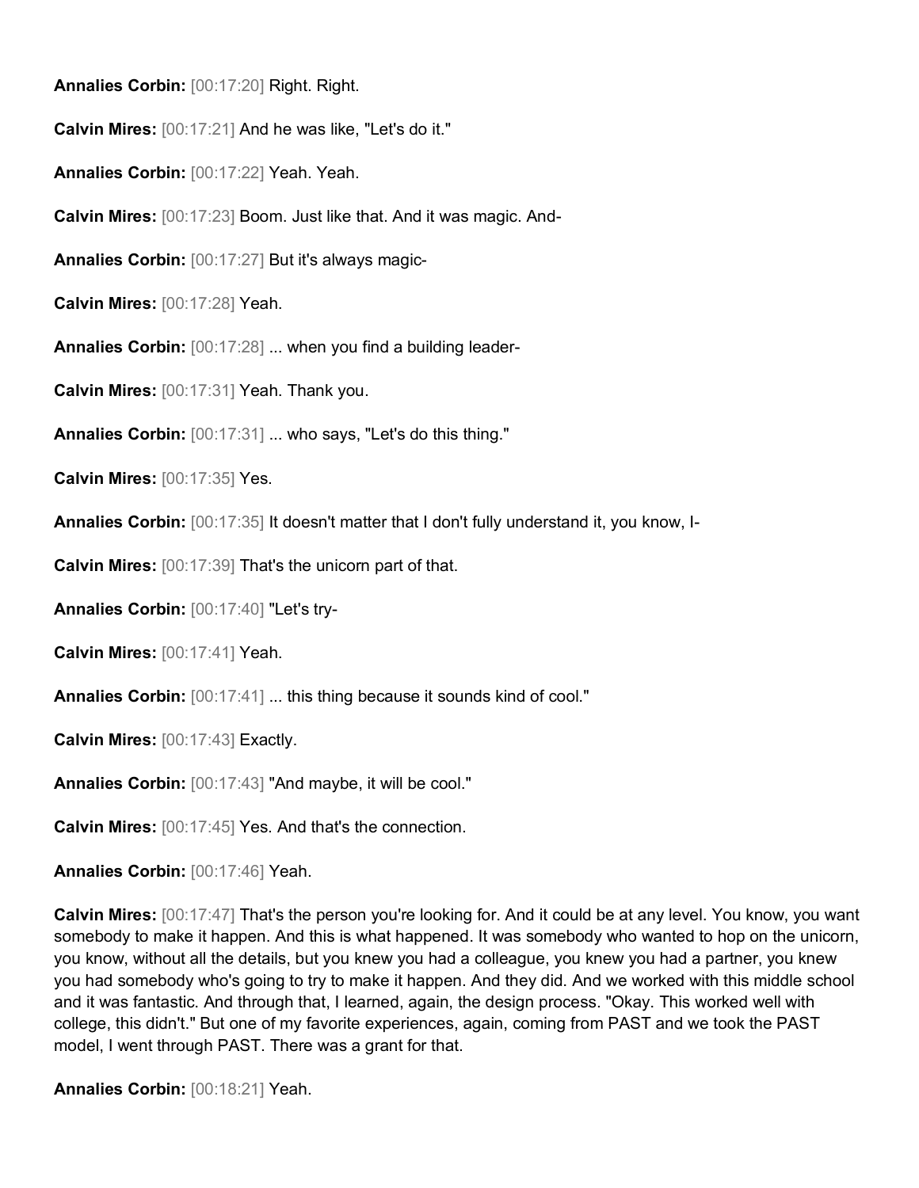**Annalies Corbin:** [00:17:20] Right. Right.

**Calvin Mires:** [00:17:21] And he was like, "Let's do it."

**Annalies Corbin:** [00:17:22] Yeah. Yeah.

**Calvin Mires:** [00:17:23] Boom. Just like that. And it was magic. And-

**Annalies Corbin:** [00:17:27] But it's always magic-

**Calvin Mires:** [00:17:28] Yeah.

**Annalies Corbin:** [00:17:28] ... when you find a building leader-

**Calvin Mires:** [00:17:31] Yeah. Thank you.

**Annalies Corbin:** [00:17:31] ... who says, "Let's do this thing."

**Calvin Mires:** [00:17:35] Yes.

**Annalies Corbin:** [00:17:35] It doesn't matter that I don't fully understand it, you know, I-

**Calvin Mires:** [00:17:39] That's the unicorn part of that.

**Annalies Corbin:** [00:17:40] "Let's try-

**Calvin Mires:** [00:17:41] Yeah.

**Annalies Corbin:** [00:17:41] ... this thing because it sounds kind of cool."

**Calvin Mires:** [00:17:43] Exactly.

**Annalies Corbin:** [00:17:43] "And maybe, it will be cool."

**Calvin Mires:** [00:17:45] Yes. And that's the connection.

**Annalies Corbin:** [00:17:46] Yeah.

**Calvin Mires:** [00:17:47] That's the person you're looking for. And it could be at any level. You know, you want somebody to make it happen. And this is what happened. It was somebody who wanted to hop on the unicorn, you know, without all the details, but you knew you had a colleague, you knew you had a partner, you knew you had somebody who's going to try to make it happen. And they did. And we worked with this middle school and it was fantastic. And through that, I learned, again, the design process. "Okay. This worked well with college, this didn't." But one of my favorite experiences, again, coming from PAST and we took the PAST model, I went through PAST. There was a grant for that.

**Annalies Corbin:** [00:18:21] Yeah.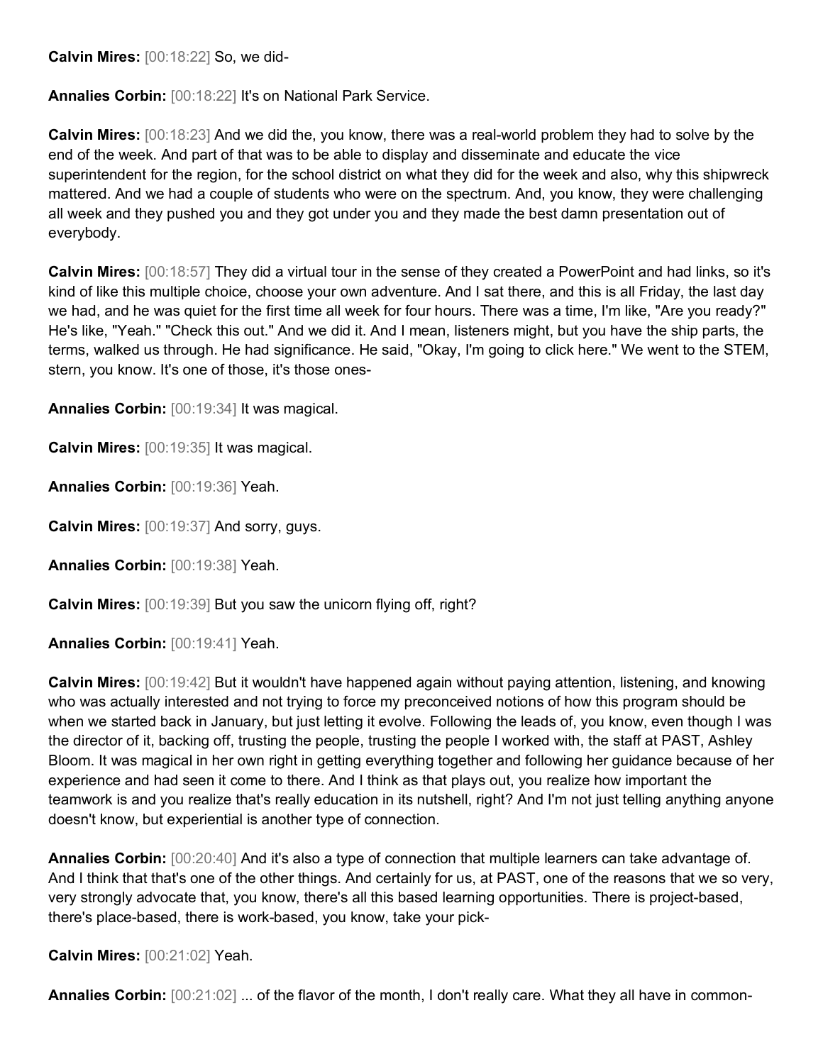**Calvin Mires:** [00:18:22] So, we did-

**Annalies Corbin:** [00:18:22] It's on National Park Service.

**Calvin Mires:** [00:18:23] And we did the, you know, there was a real-world problem they had to solve by the end of the week. And part of that was to be able to display and disseminate and educate the vice superintendent for the region, for the school district on what they did for the week and also, why this shipwreck mattered. And we had a couple of students who were on the spectrum. And, you know, they were challenging all week and they pushed you and they got under you and they made the best damn presentation out of everybody.

**Calvin Mires:** [00:18:57] They did a virtual tour in the sense of they created a PowerPoint and had links, so it's kind of like this multiple choice, choose your own adventure. And I sat there, and this is all Friday, the last day we had, and he was quiet for the first time all week for four hours. There was a time, I'm like, "Are you ready?" He's like, "Yeah." "Check this out." And we did it. And I mean, listeners might, but you have the ship parts, the terms, walked us through. He had significance. He said, "Okay, I'm going to click here." We went to the STEM, stern, you know. It's one of those, it's those ones-

**Annalies Corbin:** [00:19:34] It was magical.

**Calvin Mires:** [00:19:35] It was magical.

**Annalies Corbin:** [00:19:36] Yeah.

**Calvin Mires:** [00:19:37] And sorry, guys.

**Annalies Corbin:** [00:19:38] Yeah.

**Calvin Mires:** [00:19:39] But you saw the unicorn flying off, right?

**Annalies Corbin:** [00:19:41] Yeah.

**Calvin Mires:** [00:19:42] But it wouldn't have happened again without paying attention, listening, and knowing who was actually interested and not trying to force my preconceived notions of how this program should be when we started back in January, but just letting it evolve. Following the leads of, you know, even though I was the director of it, backing off, trusting the people, trusting the people I worked with, the staff at PAST, Ashley Bloom. It was magical in her own right in getting everything together and following her guidance because of her experience and had seen it come to there. And I think as that plays out, you realize how important the teamwork is and you realize that's really education in its nutshell, right? And I'm not just telling anything anyone doesn't know, but experiential is another type of connection.

**Annalies Corbin:** [00:20:40] And it's also a type of connection that multiple learners can take advantage of. And I think that that's one of the other things. And certainly for us, at PAST, one of the reasons that we so very, very strongly advocate that, you know, there's all this based learning opportunities. There is project-based, there's place-based, there is work-based, you know, take your pick-

**Calvin Mires:** [00:21:02] Yeah.

**Annalies Corbin:** [00:21:02] ... of the flavor of the month, I don't really care. What they all have in common-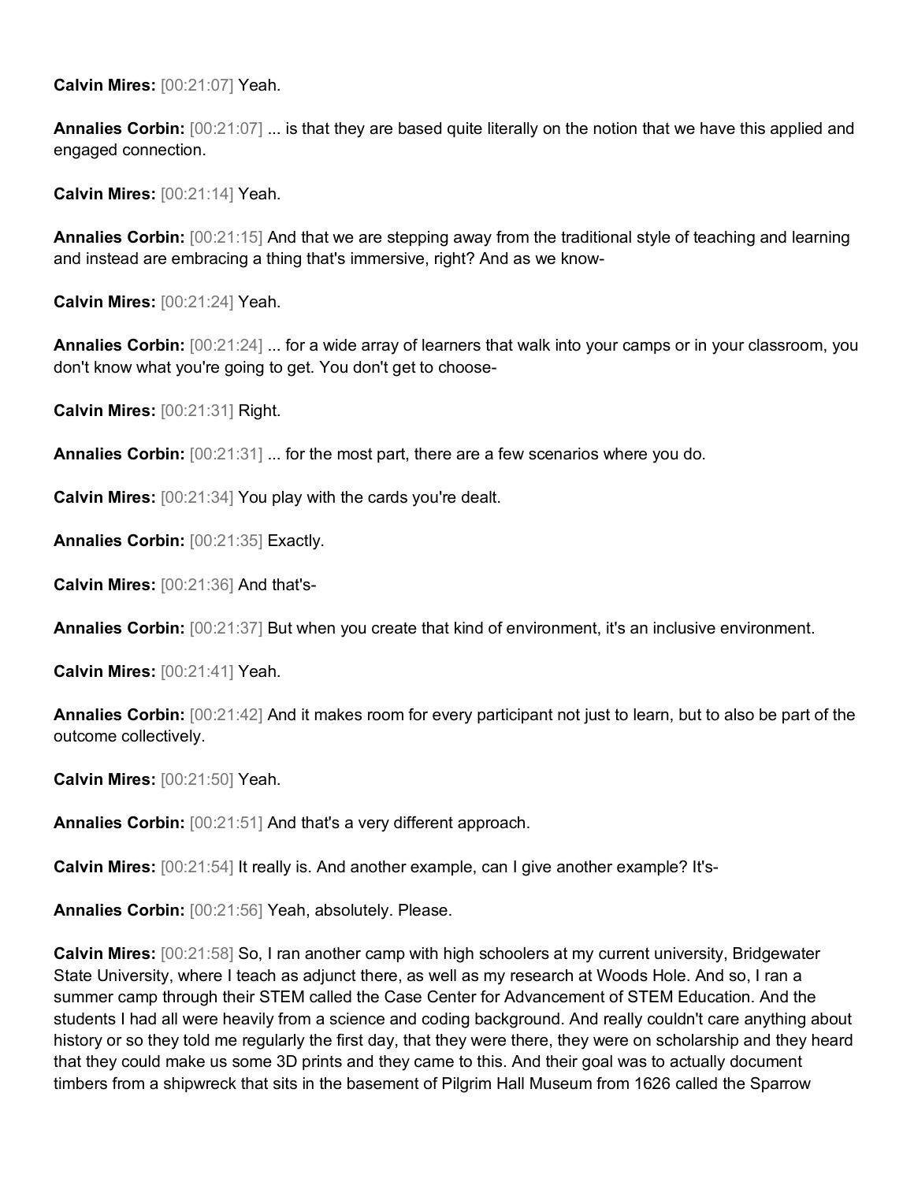**Calvin Mires:** [00:21:07] Yeah.

**Annalies Corbin:** [00:21:07] ... is that they are based quite literally on the notion that we have this applied and engaged connection.

**Calvin Mires:** [00:21:14] Yeah.

**Annalies Corbin:** [00:21:15] And that we are stepping away from the traditional style of teaching and learning and instead are embracing a thing that's immersive, right? And as we know-

**Calvin Mires:** [00:21:24] Yeah.

**Annalies Corbin:** [00:21:24] ... for a wide array of learners that walk into your camps or in your classroom, you don't know what you're going to get. You don't get to choose-

**Calvin Mires:** [00:21:31] Right.

**Annalies Corbin:** [00:21:31] ... for the most part, there are a few scenarios where you do.

**Calvin Mires:** [00:21:34] You play with the cards you're dealt.

**Annalies Corbin:** [00:21:35] Exactly.

**Calvin Mires:** [00:21:36] And that's-

**Annalies Corbin:** [00:21:37] But when you create that kind of environment, it's an inclusive environment.

**Calvin Mires:** [00:21:41] Yeah.

**Annalies Corbin:** [00:21:42] And it makes room for every participant not just to learn, but to also be part of the outcome collectively.

**Calvin Mires:** [00:21:50] Yeah.

**Annalies Corbin:** [00:21:51] And that's a very different approach.

**Calvin Mires:** [00:21:54] It really is. And another example, can I give another example? It's-

**Annalies Corbin:** [00:21:56] Yeah, absolutely. Please.

**Calvin Mires:** [00:21:58] So, I ran another camp with high schoolers at my current university, Bridgewater State University, where I teach as adjunct there, as well as my research at Woods Hole. And so, I ran a summer camp through their STEM called the Case Center for Advancement of STEM Education. And the students I had all were heavily from a science and coding background. And really couldn't care anything about history or so they told me regularly the first day, that they were there, they were on scholarship and they heard that they could make us some 3D prints and they came to this. And their goal was to actually document timbers from a shipwreck that sits in the basement of Pilgrim Hall Museum from 1626 called the Sparrow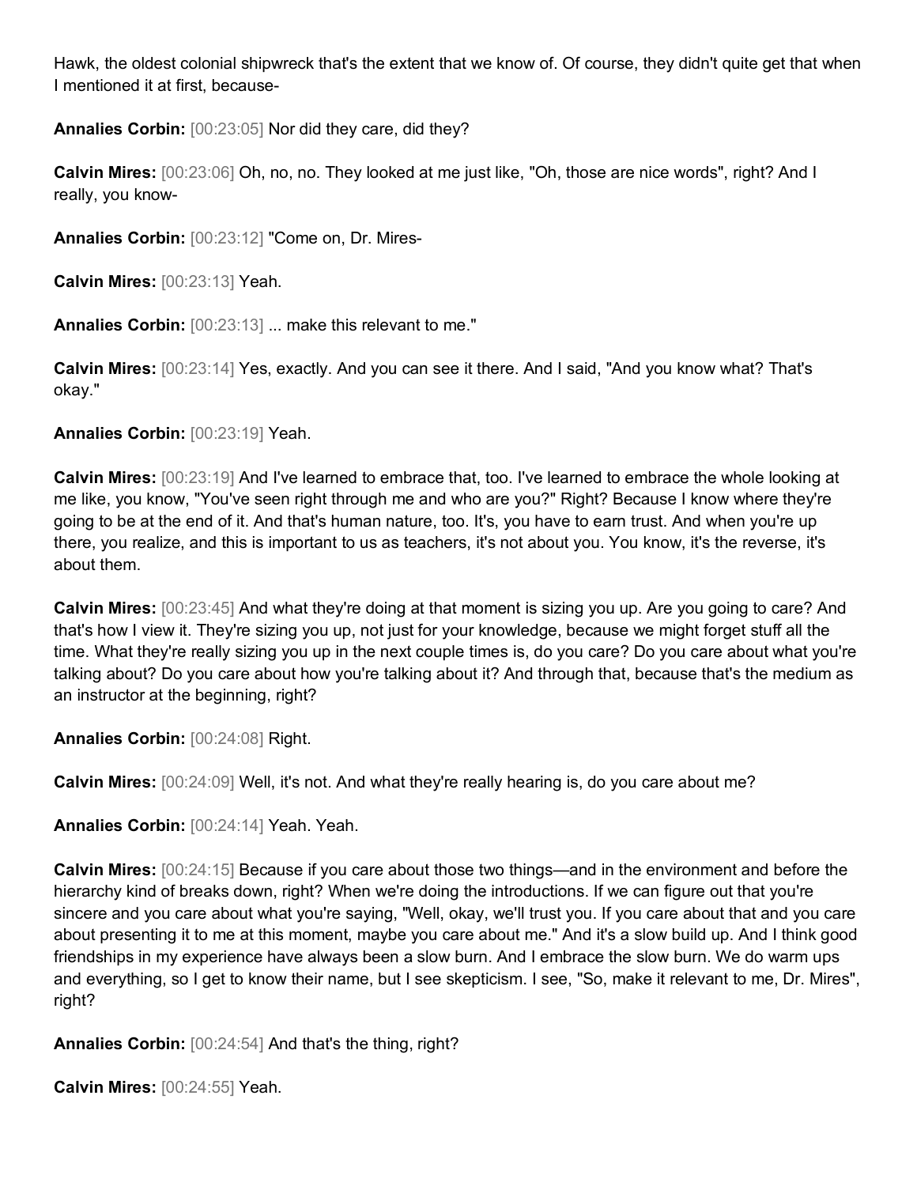Hawk, the oldest colonial shipwreck that's the extent that we know of. Of course, they didn't quite get that when I mentioned it at first, because-

**Annalies Corbin:** [00:23:05] Nor did they care, did they?

**Calvin Mires:** [00:23:06] Oh, no, no. They looked at me just like, "Oh, those are nice words", right? And I really, you know-

**Annalies Corbin:** [00:23:12] "Come on, Dr. Mires-

**Calvin Mires:** [00:23:13] Yeah.

**Annalies Corbin:** [00:23:13] ... make this relevant to me."

**Calvin Mires:** [00:23:14] Yes, exactly. And you can see it there. And I said, "And you know what? That's okay."

**Annalies Corbin:** [00:23:19] Yeah.

**Calvin Mires:** [00:23:19] And I've learned to embrace that, too. I've learned to embrace the whole looking at me like, you know, "You've seen right through me and who are you?" Right? Because I know where they're going to be at the end of it. And that's human nature, too. It's, you have to earn trust. And when you're up there, you realize, and this is important to us as teachers, it's not about you. You know, it's the reverse, it's about them.

**Calvin Mires:** [00:23:45] And what they're doing at that moment is sizing you up. Are you going to care? And that's how I view it. They're sizing you up, not just for your knowledge, because we might forget stuff all the time. What they're really sizing you up in the next couple times is, do you care? Do you care about what you're talking about? Do you care about how you're talking about it? And through that, because that's the medium as an instructor at the beginning, right?

**Annalies Corbin:** [00:24:08] Right.

**Calvin Mires:** [00:24:09] Well, it's not. And what they're really hearing is, do you care about me?

**Annalies Corbin:** [00:24:14] Yeah. Yeah.

**Calvin Mires:** [00:24:15] Because if you care about those two things—and in the environment and before the hierarchy kind of breaks down, right? When we're doing the introductions. If we can figure out that you're sincere and you care about what you're saying, "Well, okay, we'll trust you. If you care about that and you care about presenting it to me at this moment, maybe you care about me." And it's a slow build up. And I think good friendships in my experience have always been a slow burn. And I embrace the slow burn. We do warm ups and everything, so I get to know their name, but I see skepticism. I see, "So, make it relevant to me, Dr. Mires", right?

**Annalies Corbin:** [00:24:54] And that's the thing, right?

**Calvin Mires:** [00:24:55] Yeah.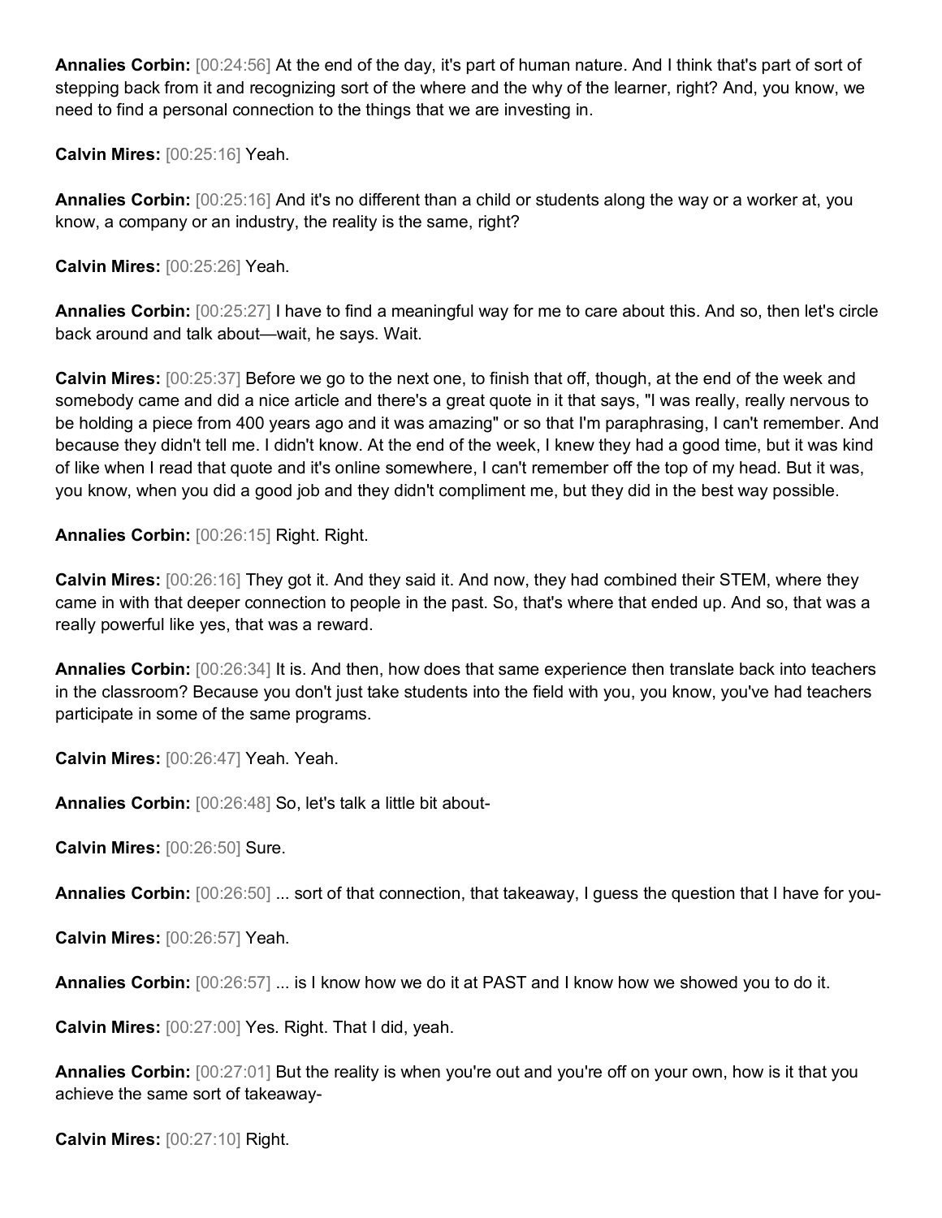**Annalies Corbin:** [00:24:56] At the end of the day, it's part of human nature. And I think that's part of sort of stepping back from it and recognizing sort of the where and the why of the learner, right? And, you know, we need to find a personal connection to the things that we are investing in.

**Calvin Mires:** [00:25:16] Yeah.

**Annalies Corbin:** [00:25:16] And it's no different than a child or students along the way or a worker at, you know, a company or an industry, the reality is the same, right?

**Calvin Mires:** [00:25:26] Yeah.

**Annalies Corbin:** [00:25:27] I have to find a meaningful way for me to care about this. And so, then let's circle back around and talk about—wait, he says. Wait.

**Calvin Mires:** [00:25:37] Before we go to the next one, to finish that off, though, at the end of the week and somebody came and did a nice article and there's a great quote in it that says, "I was really, really nervous to be holding a piece from 400 years ago and it was amazing" or so that I'm paraphrasing, I can't remember. And because they didn't tell me. I didn't know. At the end of the week, I knew they had a good time, but it was kind of like when I read that quote and it's online somewhere, I can't remember off the top of my head. But it was, you know, when you did a good job and they didn't compliment me, but they did in the best way possible.

**Annalies Corbin:** [00:26:15] Right. Right.

**Calvin Mires:** [00:26:16] They got it. And they said it. And now, they had combined their STEM, where they came in with that deeper connection to people in the past. So, that's where that ended up. And so, that was a really powerful like yes, that was a reward.

**Annalies Corbin:** [00:26:34] It is. And then, how does that same experience then translate back into teachers in the classroom? Because you don't just take students into the field with you, you know, you've had teachers participate in some of the same programs.

**Calvin Mires:** [00:26:47] Yeah. Yeah.

**Annalies Corbin:** [00:26:48] So, let's talk a little bit about-

**Calvin Mires:** [00:26:50] Sure.

**Annalies Corbin:** [00:26:50] ... sort of that connection, that takeaway, I guess the question that I have for you-

**Calvin Mires:** [00:26:57] Yeah.

**Annalies Corbin:** [00:26:57] ... is I know how we do it at PAST and I know how we showed you to do it.

**Calvin Mires:** [00:27:00] Yes. Right. That I did, yeah.

**Annalies Corbin:** [00:27:01] But the reality is when you're out and you're off on your own, how is it that you achieve the same sort of takeaway-

**Calvin Mires:** [00:27:10] Right.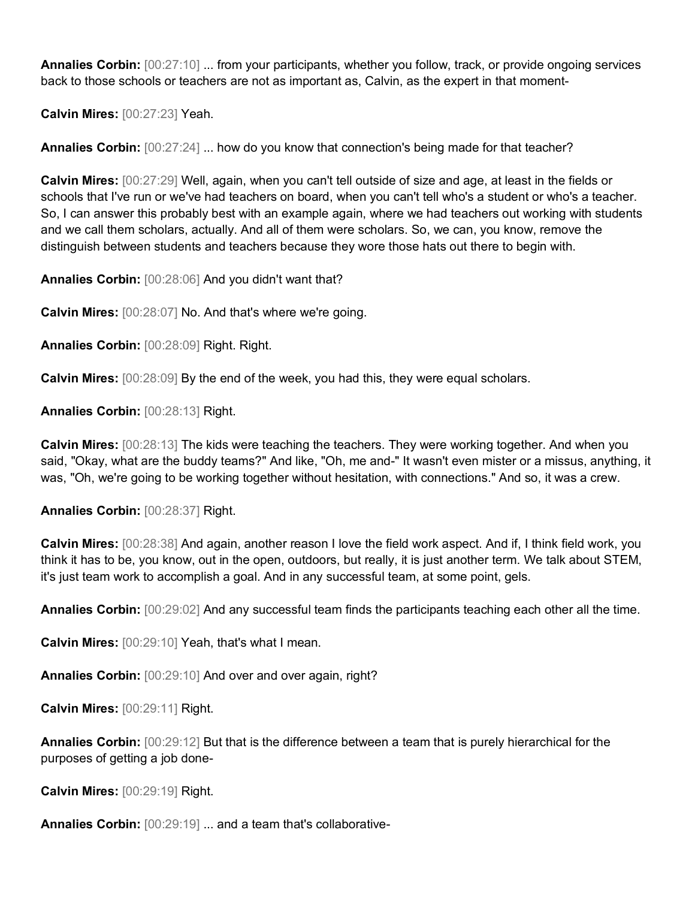**Annalies Corbin:** [00:27:10] ... from your participants, whether you follow, track, or provide ongoing services back to those schools or teachers are not as important as, Calvin, as the expert in that moment-

**Calvin Mires:** [00:27:23] Yeah.

**Annalies Corbin:** [00:27:24] ... how do you know that connection's being made for that teacher?

**Calvin Mires:** [00:27:29] Well, again, when you can't tell outside of size and age, at least in the fields or schools that I've run or we've had teachers on board, when you can't tell who's a student or who's a teacher. So, I can answer this probably best with an example again, where we had teachers out working with students and we call them scholars, actually. And all of them were scholars. So, we can, you know, remove the distinguish between students and teachers because they wore those hats out there to begin with.

**Annalies Corbin:** [00:28:06] And you didn't want that?

**Calvin Mires:** [00:28:07] No. And that's where we're going.

**Annalies Corbin:** [00:28:09] Right. Right.

**Calvin Mires:** [00:28:09] By the end of the week, you had this, they were equal scholars.

**Annalies Corbin:** [00:28:13] Right.

**Calvin Mires:** [00:28:13] The kids were teaching the teachers. They were working together. And when you said, "Okay, what are the buddy teams?" And like, "Oh, me and-" It wasn't even mister or a missus, anything, it was, "Oh, we're going to be working together without hesitation, with connections." And so, it was a crew.

**Annalies Corbin:** [00:28:37] Right.

**Calvin Mires:** [00:28:38] And again, another reason I love the field work aspect. And if, I think field work, you think it has to be, you know, out in the open, outdoors, but really, it is just another term. We talk about STEM, it's just team work to accomplish a goal. And in any successful team, at some point, gels.

**Annalies Corbin:** [00:29:02] And any successful team finds the participants teaching each other all the time.

**Calvin Mires:** [00:29:10] Yeah, that's what I mean.

**Annalies Corbin:** [00:29:10] And over and over again, right?

**Calvin Mires:** [00:29:11] Right.

**Annalies Corbin:** [00:29:12] But that is the difference between a team that is purely hierarchical for the purposes of getting a job done-

**Calvin Mires:** [00:29:19] Right.

**Annalies Corbin:** [00:29:19] ... and a team that's collaborative-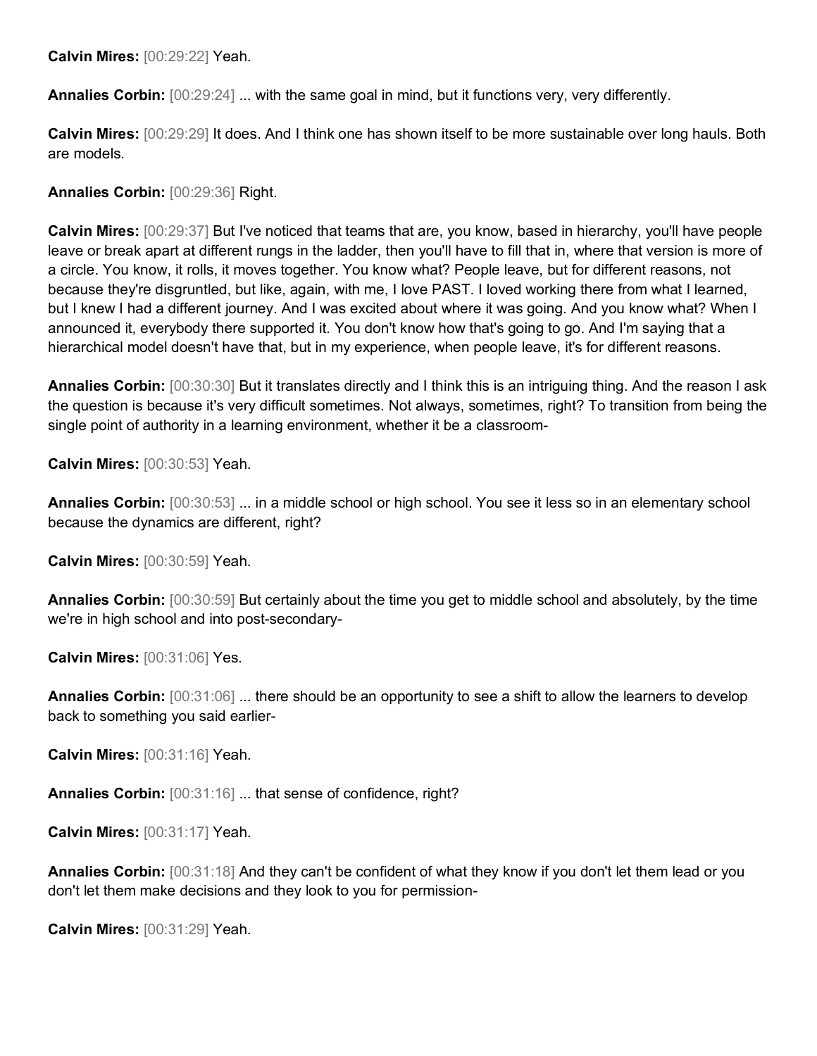**Calvin Mires:** [00:29:22] Yeah.

**Annalies Corbin:** [00:29:24] ... with the same goal in mind, but it functions very, very differently.

**Calvin Mires:** [00:29:29] It does. And I think one has shown itself to be more sustainable over long hauls. Both are models.

**Annalies Corbin:** [00:29:36] Right.

**Calvin Mires:** [00:29:37] But I've noticed that teams that are, you know, based in hierarchy, you'll have people leave or break apart at different rungs in the ladder, then you'll have to fill that in, where that version is more of a circle. You know, it rolls, it moves together. You know what? People leave, but for different reasons, not because they're disgruntled, but like, again, with me, I love PAST. I loved working there from what I learned, but I knew I had a different journey. And I was excited about where it was going. And you know what? When I announced it, everybody there supported it. You don't know how that's going to go. And I'm saying that a hierarchical model doesn't have that, but in my experience, when people leave, it's for different reasons.

**Annalies Corbin:** [00:30:30] But it translates directly and I think this is an intriguing thing. And the reason I ask the question is because it's very difficult sometimes. Not always, sometimes, right? To transition from being the single point of authority in a learning environment, whether it be a classroom-

**Calvin Mires:** [00:30:53] Yeah.

**Annalies Corbin:** [00:30:53] ... in a middle school or high school. You see it less so in an elementary school because the dynamics are different, right?

**Calvin Mires:** [00:30:59] Yeah.

**Annalies Corbin:** [00:30:59] But certainly about the time you get to middle school and absolutely, by the time we're in high school and into post-secondary-

**Calvin Mires:** [00:31:06] Yes.

**Annalies Corbin:** [00:31:06] ... there should be an opportunity to see a shift to allow the learners to develop back to something you said earlier-

**Calvin Mires:** [00:31:16] Yeah.

**Annalies Corbin:** [00:31:16] ... that sense of confidence, right?

**Calvin Mires:** [00:31:17] Yeah.

**Annalies Corbin:** [00:31:18] And they can't be confident of what they know if you don't let them lead or you don't let them make decisions and they look to you for permission-

**Calvin Mires:** [00:31:29] Yeah.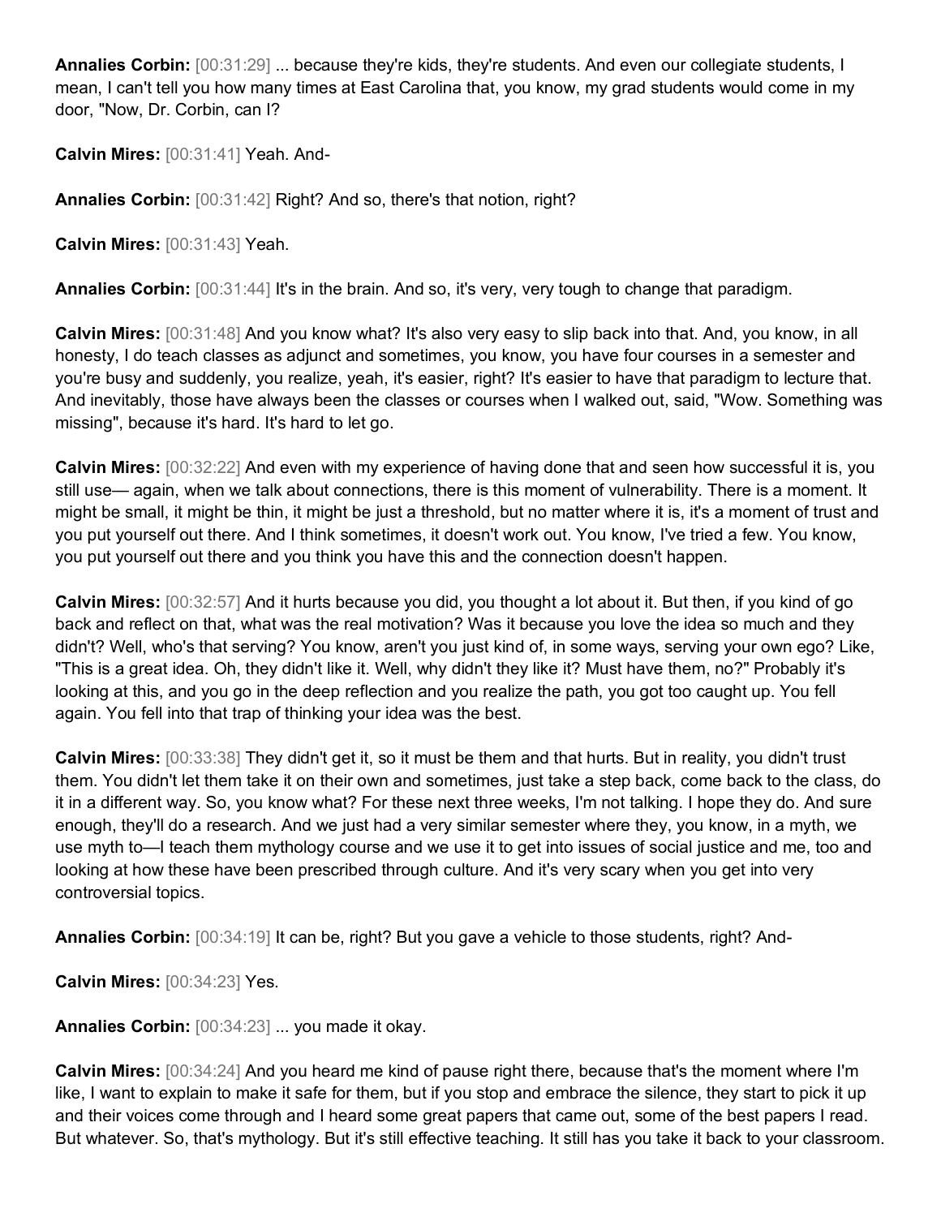**Annalies Corbin:** [00:31:29] ... because they're kids, they're students. And even our collegiate students, I mean, I can't tell you how many times at East Carolina that, you know, my grad students would come in my door, "Now, Dr. Corbin, can I?

**Calvin Mires:** [00:31:41] Yeah. And-

**Annalies Corbin:** [00:31:42] Right? And so, there's that notion, right?

**Calvin Mires:** [00:31:43] Yeah.

**Annalies Corbin:** [00:31:44] It's in the brain. And so, it's very, very tough to change that paradigm.

**Calvin Mires:** [00:31:48] And you know what? It's also very easy to slip back into that. And, you know, in all honesty, I do teach classes as adjunct and sometimes, you know, you have four courses in a semester and you're busy and suddenly, you realize, yeah, it's easier, right? It's easier to have that paradigm to lecture that. And inevitably, those have always been the classes or courses when I walked out, said, "Wow. Something was missing", because it's hard. It's hard to let go.

**Calvin Mires:** [00:32:22] And even with my experience of having done that and seen how successful it is, you still use— again, when we talk about connections, there is this moment of vulnerability. There is a moment. It might be small, it might be thin, it might be just a threshold, but no matter where it is, it's a moment of trust and you put yourself out there. And I think sometimes, it doesn't work out. You know, I've tried a few. You know, you put yourself out there and you think you have this and the connection doesn't happen.

**Calvin Mires:** [00:32:57] And it hurts because you did, you thought a lot about it. But then, if you kind of go back and reflect on that, what was the real motivation? Was it because you love the idea so much and they didn't? Well, who's that serving? You know, aren't you just kind of, in some ways, serving your own ego? Like, "This is a great idea. Oh, they didn't like it. Well, why didn't they like it? Must have them, no?" Probably it's looking at this, and you go in the deep reflection and you realize the path, you got too caught up. You fell again. You fell into that trap of thinking your idea was the best.

**Calvin Mires:** [00:33:38] They didn't get it, so it must be them and that hurts. But in reality, you didn't trust them. You didn't let them take it on their own and sometimes, just take a step back, come back to the class, do it in a different way. So, you know what? For these next three weeks, I'm not talking. I hope they do. And sure enough, they'll do a research. And we just had a very similar semester where they, you know, in a myth, we use myth to—I teach them mythology course and we use it to get into issues of social justice and me, too and looking at how these have been prescribed through culture. And it's very scary when you get into very controversial topics.

**Annalies Corbin:** [00:34:19] It can be, right? But you gave a vehicle to those students, right? And-

**Calvin Mires:** [00:34:23] Yes.

**Annalies Corbin:** [00:34:23] ... you made it okay.

**Calvin Mires:** [00:34:24] And you heard me kind of pause right there, because that's the moment where I'm like, I want to explain to make it safe for them, but if you stop and embrace the silence, they start to pick it up and their voices come through and I heard some great papers that came out, some of the best papers I read. But whatever. So, that's mythology. But it's still effective teaching. It still has you take it back to your classroom.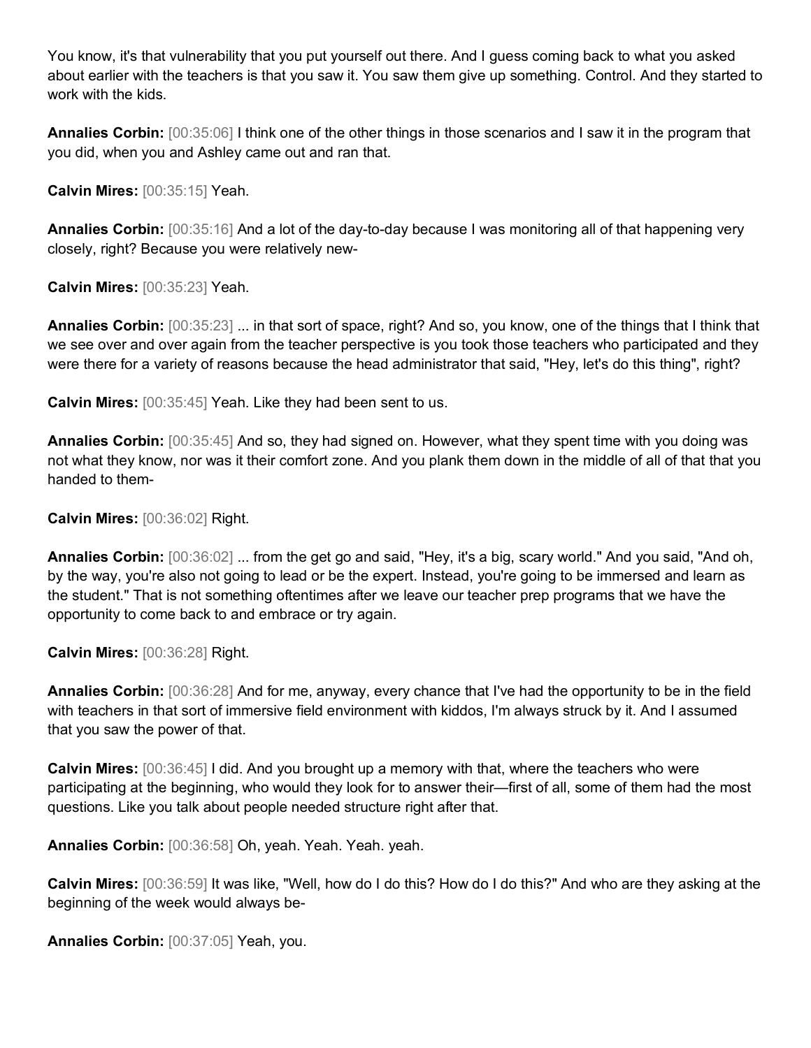You know, it's that vulnerability that you put yourself out there. And I guess coming back to what you asked about earlier with the teachers is that you saw it. You saw them give up something. Control. And they started to work with the kids.

**Annalies Corbin:** [00:35:06] I think one of the other things in those scenarios and I saw it in the program that you did, when you and Ashley came out and ran that.

**Calvin Mires:** [00:35:15] Yeah.

**Annalies Corbin:** [00:35:16] And a lot of the day-to-day because I was monitoring all of that happening very closely, right? Because you were relatively new-

**Calvin Mires:** [00:35:23] Yeah.

**Annalies Corbin:** [00:35:23] ... in that sort of space, right? And so, you know, one of the things that I think that we see over and over again from the teacher perspective is you took those teachers who participated and they were there for a variety of reasons because the head administrator that said, "Hey, let's do this thing", right?

**Calvin Mires:** [00:35:45] Yeah. Like they had been sent to us.

**Annalies Corbin:** [00:35:45] And so, they had signed on. However, what they spent time with you doing was not what they know, nor was it their comfort zone. And you plank them down in the middle of all of that that you handed to them-

**Calvin Mires:** [00:36:02] Right.

**Annalies Corbin:** [00:36:02] ... from the get go and said, "Hey, it's a big, scary world." And you said, "And oh, by the way, you're also not going to lead or be the expert. Instead, you're going to be immersed and learn as the student." That is not something oftentimes after we leave our teacher prep programs that we have the opportunity to come back to and embrace or try again.

**Calvin Mires:** [00:36:28] Right.

**Annalies Corbin:** [00:36:28] And for me, anyway, every chance that I've had the opportunity to be in the field with teachers in that sort of immersive field environment with kiddos, I'm always struck by it. And I assumed that you saw the power of that.

**Calvin Mires:** [00:36:45] I did. And you brought up a memory with that, where the teachers who were participating at the beginning, who would they look for to answer their—first of all, some of them had the most questions. Like you talk about people needed structure right after that.

**Annalies Corbin:** [00:36:58] Oh, yeah. Yeah. Yeah. yeah.

**Calvin Mires:** [00:36:59] It was like, "Well, how do I do this? How do I do this?" And who are they asking at the beginning of the week would always be-

**Annalies Corbin:** [00:37:05] Yeah, you.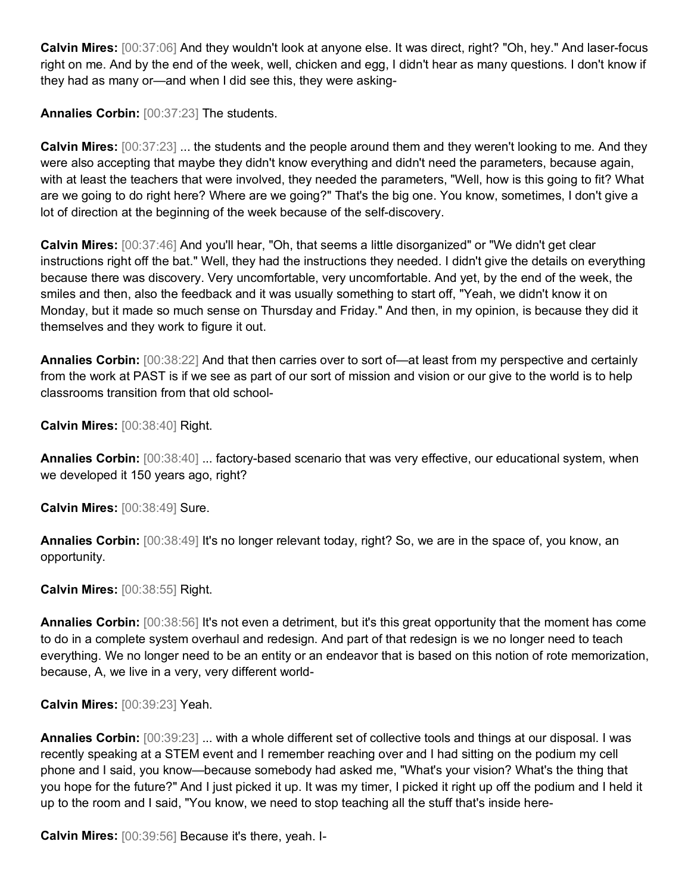**Calvin Mires:** [00:37:06] And they wouldn't look at anyone else. It was direct, right? "Oh, hey." And laser-focus right on me. And by the end of the week, well, chicken and egg, I didn't hear as many questions. I don't know if they had as many or—and when I did see this, they were asking-

**Annalies Corbin:** [00:37:23] The students.

**Calvin Mires:** [00:37:23] ... the students and the people around them and they weren't looking to me. And they were also accepting that maybe they didn't know everything and didn't need the parameters, because again, with at least the teachers that were involved, they needed the parameters, "Well, how is this going to fit? What are we going to do right here? Where are we going?" That's the big one. You know, sometimes, I don't give a lot of direction at the beginning of the week because of the self-discovery.

**Calvin Mires:** [00:37:46] And you'll hear, "Oh, that seems a little disorganized" or "We didn't get clear instructions right off the bat." Well, they had the instructions they needed. I didn't give the details on everything because there was discovery. Very uncomfortable, very uncomfortable. And yet, by the end of the week, the smiles and then, also the feedback and it was usually something to start off, "Yeah, we didn't know it on Monday, but it made so much sense on Thursday and Friday." And then, in my opinion, is because they did it themselves and they work to figure it out.

**Annalies Corbin:** [00:38:22] And that then carries over to sort of—at least from my perspective and certainly from the work at PAST is if we see as part of our sort of mission and vision or our give to the world is to help classrooms transition from that old school-

**Calvin Mires:** [00:38:40] Right.

**Annalies Corbin:** [00:38:40] ... factory-based scenario that was very effective, our educational system, when we developed it 150 years ago, right?

**Calvin Mires:** [00:38:49] Sure.

**Annalies Corbin:** [00:38:49] It's no longer relevant today, right? So, we are in the space of, you know, an opportunity.

**Calvin Mires:** [00:38:55] Right.

**Annalies Corbin:** [00:38:56] It's not even a detriment, but it's this great opportunity that the moment has come to do in a complete system overhaul and redesign. And part of that redesign is we no longer need to teach everything. We no longer need to be an entity or an endeavor that is based on this notion of rote memorization, because, A, we live in a very, very different world-

**Calvin Mires:** [00:39:23] Yeah.

**Annalies Corbin:** [00:39:23] ... with a whole different set of collective tools and things at our disposal. I was recently speaking at a STEM event and I remember reaching over and I had sitting on the podium my cell phone and I said, you know—because somebody had asked me, "What's your vision? What's the thing that you hope for the future?" And I just picked it up. It was my timer, I picked it right up off the podium and I held it up to the room and I said, "You know, we need to stop teaching all the stuff that's inside here-

**Calvin Mires:** [00:39:56] Because it's there, yeah. I-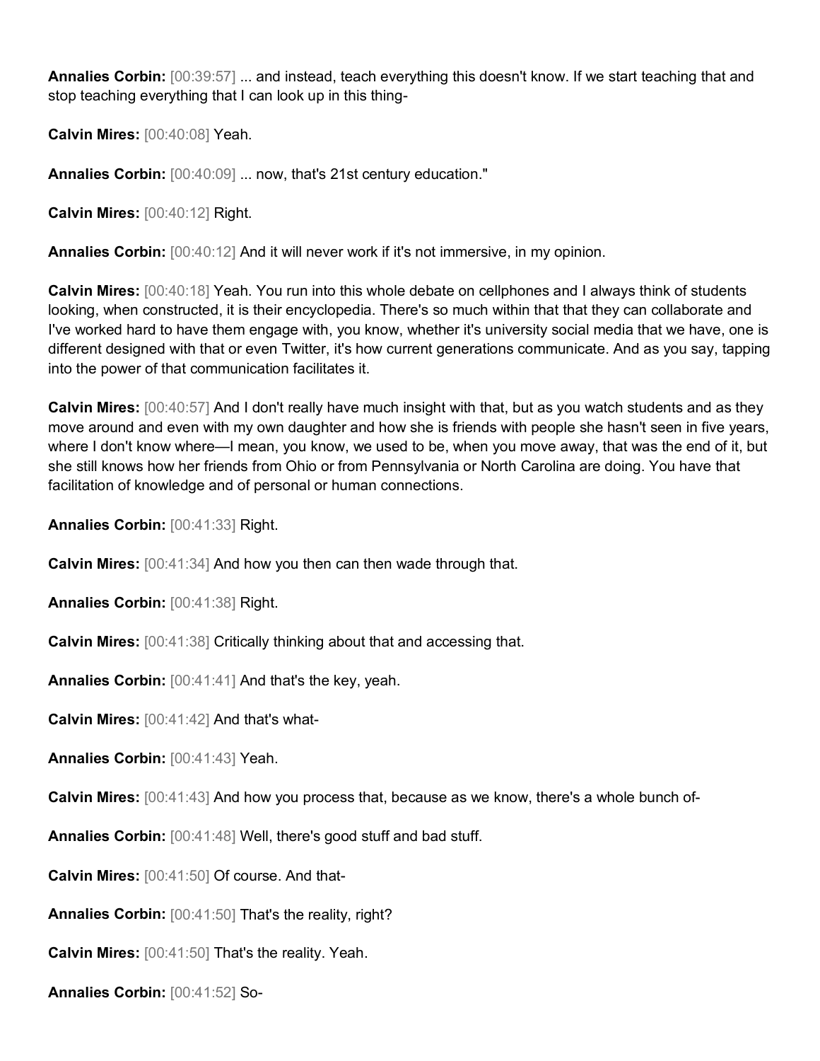**Annalies Corbin:** [00:39:57] ... and instead, teach everything this doesn't know. If we start teaching that and stop teaching everything that I can look up in this thing-

**Calvin Mires:** [00:40:08] Yeah.

**Annalies Corbin:** [00:40:09] ... now, that's 21st century education."

**Calvin Mires:** [00:40:12] Right.

**Annalies Corbin:** [00:40:12] And it will never work if it's not immersive, in my opinion.

**Calvin Mires:** [00:40:18] Yeah. You run into this whole debate on cellphones and I always think of students looking, when constructed, it is their encyclopedia. There's so much within that that they can collaborate and I've worked hard to have them engage with, you know, whether it's university social media that we have, one is different designed with that or even Twitter, it's how current generations communicate. And as you say, tapping into the power of that communication facilitates it.

**Calvin Mires:** [00:40:57] And I don't really have much insight with that, but as you watch students and as they move around and even with my own daughter and how she is friends with people she hasn't seen in five years, where I don't know where—I mean, you know, we used to be, when you move away, that was the end of it, but she still knows how her friends from Ohio or from Pennsylvania or North Carolina are doing. You have that facilitation of knowledge and of personal or human connections.

**Annalies Corbin:** [00:41:33] Right.

**Calvin Mires:** [00:41:34] And how you then can then wade through that.

**Annalies Corbin:** [00:41:38] Right.

**Calvin Mires:** [00:41:38] Critically thinking about that and accessing that.

**Annalies Corbin:** [00:41:41] And that's the key, yeah.

**Calvin Mires:** [00:41:42] And that's what-

**Annalies Corbin:** [00:41:43] Yeah.

**Calvin Mires:** [00:41:43] And how you process that, because as we know, there's a whole bunch of-

**Annalies Corbin:** [00:41:48] Well, there's good stuff and bad stuff.

**Calvin Mires:** [00:41:50] Of course. And that-

**Annalies Corbin:** [00:41:50] That's the reality, right?

**Calvin Mires:** [00:41:50] That's the reality. Yeah.

**Annalies Corbin:** [00:41:52] So-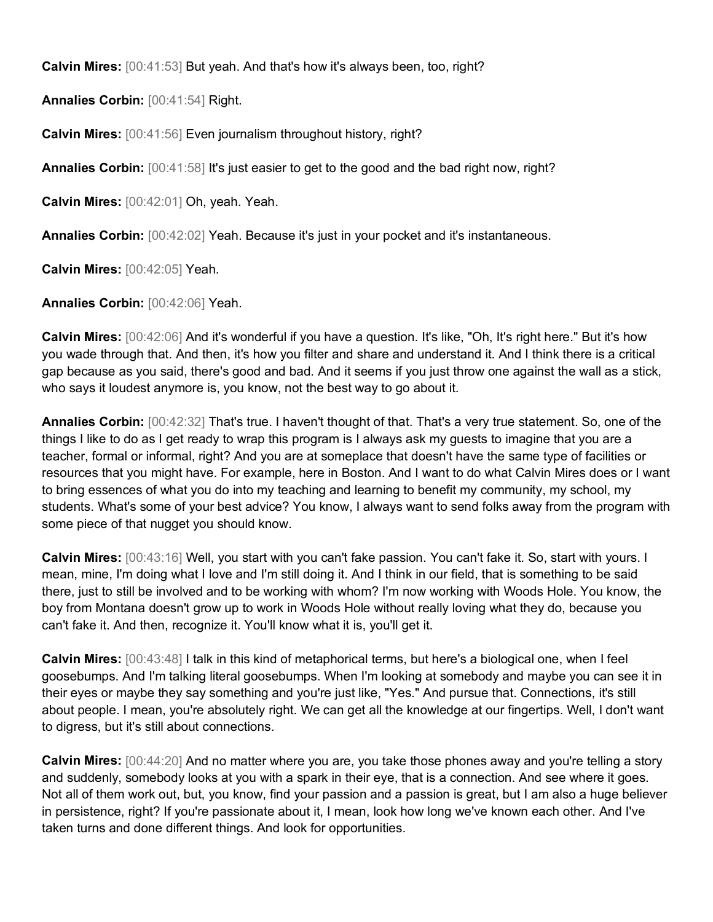**Calvin Mires:** [00:41:53] But yeah. And that's how it's always been, too, right?

**Annalies Corbin:** [00:41:54] Right.

**Calvin Mires:** [00:41:56] Even journalism throughout history, right?

**Annalies Corbin:** [00:41:58] It's just easier to get to the good and the bad right now, right?

**Calvin Mires:** [00:42:01] Oh, yeah. Yeah.

**Annalies Corbin:** [00:42:02] Yeah. Because it's just in your pocket and it's instantaneous.

**Calvin Mires:** [00:42:05] Yeah.

**Annalies Corbin:** [00:42:06] Yeah.

**Calvin Mires:** [00:42:06] And it's wonderful if you have a question. It's like, "Oh, It's right here." But it's how you wade through that. And then, it's how you filter and share and understand it. And I think there is a critical gap because as you said, there's good and bad. And it seems if you just throw one against the wall as a stick, who says it loudest anymore is, you know, not the best way to go about it.

**Annalies Corbin:** [00:42:32] That's true. I haven't thought of that. That's a very true statement. So, one of the things I like to do as I get ready to wrap this program is I always ask my guests to imagine that you are a teacher, formal or informal, right? And you are at someplace that doesn't have the same type of facilities or resources that you might have. For example, here in Boston. And I want to do what Calvin Mires does or I want to bring essences of what you do into my teaching and learning to benefit my community, my school, my students. What's some of your best advice? You know, I always want to send folks away from the program with some piece of that nugget you should know.

**Calvin Mires:** [00:43:16] Well, you start with you can't fake passion. You can't fake it. So, start with yours. I mean, mine, I'm doing what I love and I'm still doing it. And I think in our field, that is something to be said there, just to still be involved and to be working with whom? I'm now working with Woods Hole. You know, the boy from Montana doesn't grow up to work in Woods Hole without really loving what they do, because you can't fake it. And then, recognize it. You'll know what it is, you'll get it.

**Calvin Mires:** [00:43:48] I talk in this kind of metaphorical terms, but here's a biological one, when I feel goosebumps. And I'm talking literal goosebumps. When I'm looking at somebody and maybe you can see it in their eyes or maybe they say something and you're just like, "Yes." And pursue that. Connections, it's still about people. I mean, you're absolutely right. We can get all the knowledge at our fingertips. Well, I don't want to digress, but it's still about connections.

**Calvin Mires:** [00:44:20] And no matter where you are, you take those phones away and you're telling a story and suddenly, somebody looks at you with a spark in their eye, that is a connection. And see where it goes. Not all of them work out, but, you know, find your passion and a passion is great, but I am also a huge believer in persistence, right? If you're passionate about it, I mean, look how long we've known each other. And I've taken turns and done different things. And look for opportunities.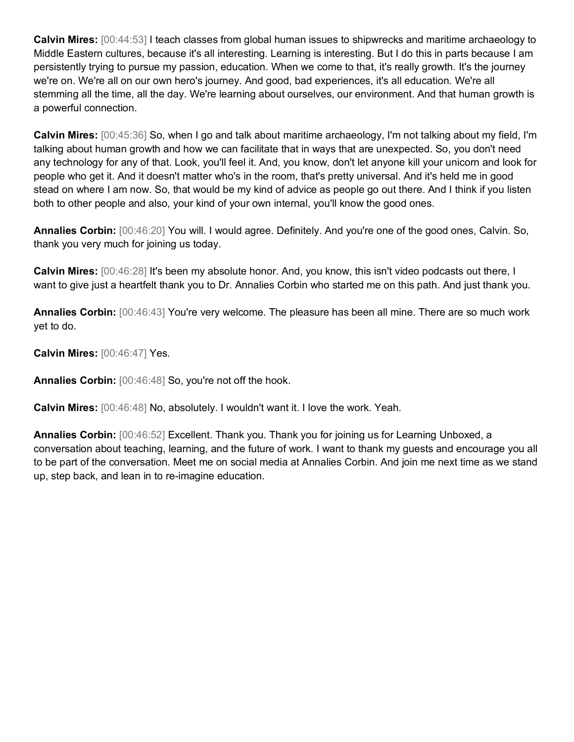**Calvin Mires:** [00:44:53] I teach classes from global human issues to shipwrecks and maritime archaeology to Middle Eastern cultures, because it's all interesting. Learning is interesting. But I do this in parts because I am persistently trying to pursue my passion, education. When we come to that, it's really growth. It's the journey we're on. We're all on our own hero's journey. And good, bad experiences, it's all education. We're all stemming all the time, all the day. We're learning about ourselves, our environment. And that human growth is a powerful connection.

**Calvin Mires:** [00:45:36] So, when I go and talk about maritime archaeology, I'm not talking about my field, I'm talking about human growth and how we can facilitate that in ways that are unexpected. So, you don't need any technology for any of that. Look, you'll feel it. And, you know, don't let anyone kill your unicorn and look for people who get it. And it doesn't matter who's in the room, that's pretty universal. And it's held me in good stead on where I am now. So, that would be my kind of advice as people go out there. And I think if you listen both to other people and also, your kind of your own internal, you'll know the good ones.

**Annalies Corbin:** [00:46:20] You will. I would agree. Definitely. And you're one of the good ones, Calvin. So, thank you very much for joining us today.

**Calvin Mires:** [00:46:28] It's been my absolute honor. And, you know, this isn't video podcasts out there, I want to give just a heartfelt thank you to Dr. Annalies Corbin who started me on this path. And just thank you.

**Annalies Corbin:** [00:46:43] You're very welcome. The pleasure has been all mine. There are so much work yet to do.

**Calvin Mires:** [00:46:47] Yes.

**Annalies Corbin:** [00:46:48] So, you're not off the hook.

**Calvin Mires:** [00:46:48] No, absolutely. I wouldn't want it. I love the work. Yeah.

**Annalies Corbin:** [00:46:52] Excellent. Thank you. Thank you for joining us for Learning Unboxed, a conversation about teaching, learning, and the future of work. I want to thank my guests and encourage you all to be part of the conversation. Meet me on social media at Annalies Corbin. And join me next time as we stand up, step back, and lean in to re-imagine education.